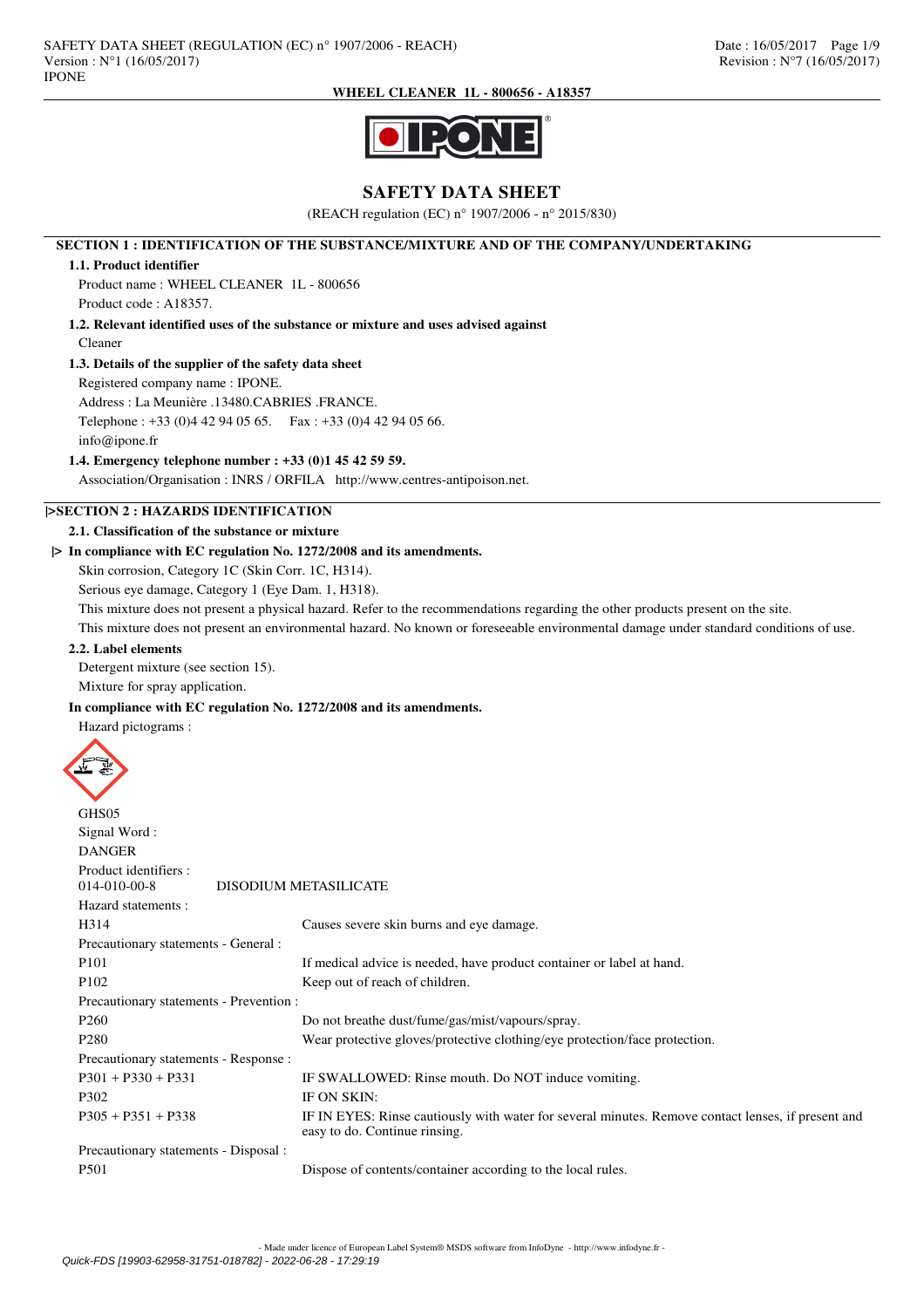# SAFETY DATA SHEET

(REACH regulation (EC) n° 1907/2006 - n° 2015/830)

## SECTION 1 : IDENTIFICATION OF THE SUBSTANCE/MIXTURE AND OF THE COMPANY/UNDERTAKING

### 1.1. Product identifier

Product name : WHEEL CLEANER 1L - 800656

Product code : A18357.

### 1.2. Relevant identified uses of the substance or mixture and uses advised against

Cleaner

### 1.3. Details of the supplier of the safety data sheet

Registered company name : IPONE.

Address : La Meunière .13480.CABRIES .FRANCE.

Telephone : +33 (0)4 42 94 05 65. Fax : +33 (0)4 42 94 05 66.

info@ipone.fr

### 1.4. Emergency telephone number : +33 (0)1 45 42 59 59.

Association/Organisation : INRS / ORFILA http://www.centres-antipoison.net.

## |>SECTION 2 : HAZARDS IDENTIFICATION

### 2.1. Classification of the substance or mixture

**|> In compliance with EC regulation No. 1272/2008 and its amendments.**

Skin corrosion, Category 1C (Skin Corr. 1C, H314).

Serious eye damage, Category 1 (Eye Dam. 1, H318).

This mixture does not present a physical hazard. Refer to the recommendations regarding the other products present on the site.

This mixture does not present an environmental hazard. No known or foreseeable environmental damage under standard conditions of use.

### 2.2. Label elements

Detergent mixture (see section 15).

Mixture for spray application.

**In compliance with EC regulation No. 1272/2008 and its amendments.**

Hazard pictograms :

GHS05

Signal Word :

DANGER

Product identifiers :

| | |
|---|---|
| 014-010-00-8 | DISODIUM METASILICATE |

Hazard statements :

| | |
|---|---|
| H314 | Causes severe skin burns and eye damage. |

Precautionary statements - General :

| | |
|---|---|
| P101 | If medical advice is needed, have product container or label at hand. |
| P102 | Keep out of reach of children. |

Precautionary statements - Prevention :

| | |
|---|---|
| P260 | Do not breathe dust/fume/gas/mist/vapours/spray. |
| P280 | Wear protective gloves/protective clothing/eye protection/face protection. |

Precautionary statements - Response :

| | |
|---|---|
| P301 + P330 + P331 | IF SWALLOWED: Rinse mouth. Do NOT induce vomiting. |
| P302 | IF ON SKIN: |
| P305 + P351 + P338 | IF IN EYES: Rinse cautiously with water for several minutes. Remove contact lenses, if present and easy to do. Continue rinsing. |

Precautionary statements - Disposal :

| | |
|---|---|
| P501 | Dispose of contents/container according to the local rules. |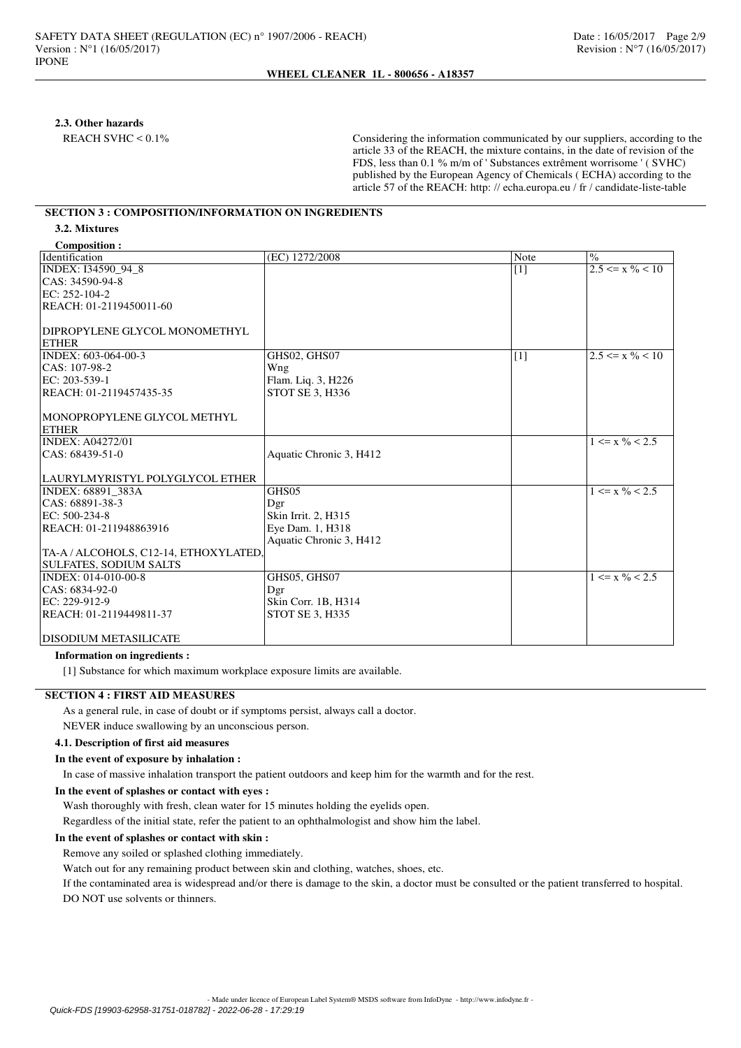### 2.3. Other hazards

REACH SVHC < 0.1%

Considering the information communicated by our suppliers, according to the article 33 of the REACH, the mixture contains, in the date of revision of the FDS, less than 0.1 % m/m of ' Substances extrêment worrisome ' ( SVHC) published by the European Agency of Chemicals ( ECHA) according to the article 57 of the REACH: http: // echa.europa.eu / fr / candidate-liste-table

## SECTION 3 : COMPOSITION/INFORMATION ON INGREDIENTS

### 3.2. Mixtures

**Composition :**

| Identification | (EC) 1272/2008 | Note | % |
|---|---|---|---|
| INDEX: I34590_94_8<br>CAS: 34590-94-8<br>EC: 252-104-2<br>REACH: 01-2119450011-60<br><br>DIPROPYLENE GLYCOL MONOMETHYL ETHER | | [1] | 2.5 <= x % < 10 |
| INDEX: 603-064-00-3<br>CAS: 107-98-2<br>EC: 203-539-1<br>REACH: 01-2119457435-35<br><br>MONOPROPYLENE GLYCOL METHYL ETHER | GHS02, GHS07<br>Wng<br>Flam. Liq. 3, H226<br>STOT SE 3, H336 | [1] | 2.5 <= x % < 10 |
| INDEX: A04272/01<br>CAS: 68439-51-0<br><br>LAURYLMYRISTYL POLYGLYCOL ETHER | Aquatic Chronic 3, H412 | | 1 <= x % < 2.5 |
| INDEX: 68891_383A<br>CAS: 68891-38-3<br>EC: 500-234-8<br>REACH: 01-211948863916<br><br>TA-A / ALCOHOLS, C12-14, ETHOXYLATED, SULFATES, SODIUM SALTS | GHS05<br>Dgr<br>Skin Irrit. 2, H315<br>Eye Dam. 1, H318<br>Aquatic Chronic 3, H412 | | 1 <= x % < 2.5 |
| INDEX: 014-010-00-8<br>CAS: 6834-92-0<br>EC: 229-912-9<br>REACH: 01-2119449811-37<br><br>DISODIUM METASILICATE | GHS05, GHS07<br>Dgr<br>Skin Corr. 1B, H314<br>STOT SE 3, H335 | | 1 <= x % < 2.5 |

**Information on ingredients :**

[1] Substance for which maximum workplace exposure limits are available.

## SECTION 4 : FIRST AID MEASURES

As a general rule, in case of doubt or if symptoms persist, always call a doctor.

NEVER induce swallowing by an unconscious person.

### 4.1. Description of first aid measures

**In the event of exposure by inhalation :**

In case of massive inhalation transport the patient outdoors and keep him for the warmth and for the rest.

**In the event of splashes or contact with eyes :**

Wash thoroughly with fresh, clean water for 15 minutes holding the eyelids open.

Regardless of the initial state, refer the patient to an ophthalmologist and show him the label.

**In the event of splashes or contact with skin :**

Remove any soiled or splashed clothing immediately.

Watch out for any remaining product between skin and clothing, watches, shoes, etc.

If the contaminated area is widespread and/or there is damage to the skin, a doctor must be consulted or the patient transferred to hospital.

DO NOT use solvents or thinners.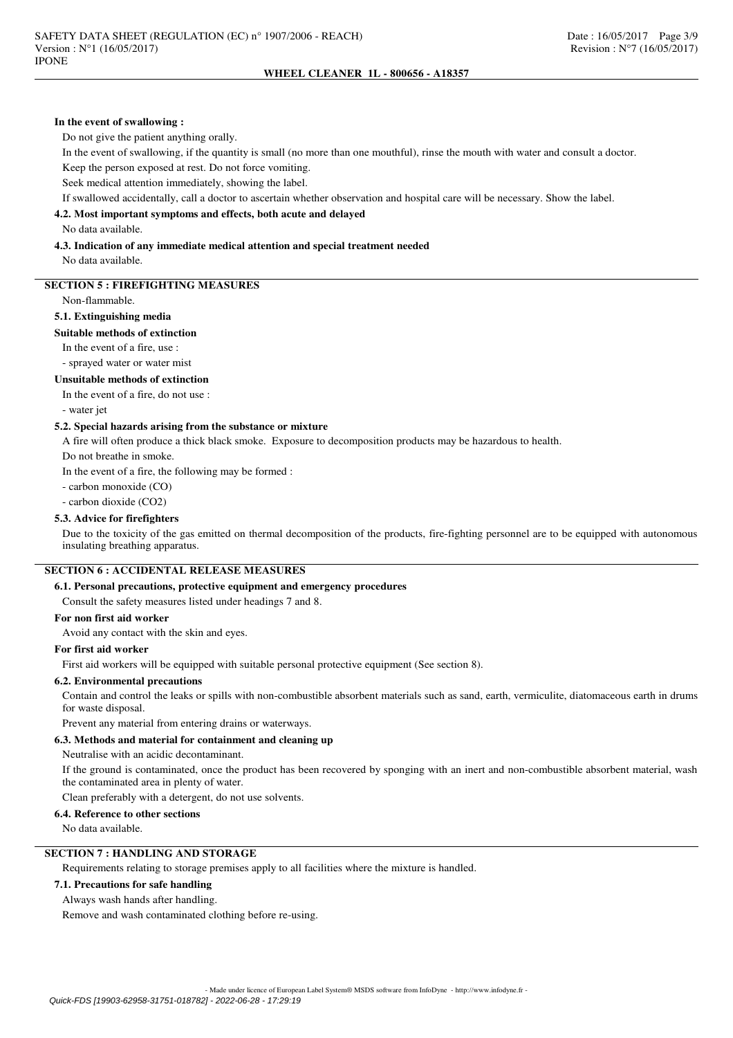**In the event of swallowing :**

Do not give the patient anything orally.

In the event of swallowing, if the quantity is small (no more than one mouthful), rinse the mouth with water and consult a doctor.

Keep the person exposed at rest. Do not force vomiting.

Seek medical attention immediately, showing the label.

If swallowed accidentally, call a doctor to ascertain whether observation and hospital care will be necessary. Show the label.

### 4.2. Most important symptoms and effects, both acute and delayed

No data available.

### 4.3. Indication of any immediate medical attention and special treatment needed

No data available.

## SECTION 5 : FIREFIGHTING MEASURES

Non-flammable.

### 5.1. Extinguishing media

**Suitable methods of extinction**

In the event of a fire, use :

- sprayed water or water mist

**Unsuitable methods of extinction**

In the event of a fire, do not use :

- water jet

### 5.2. Special hazards arising from the substance or mixture

A fire will often produce a thick black smoke. Exposure to decomposition products may be hazardous to health.

Do not breathe in smoke.

In the event of a fire, the following may be formed :

- carbon monoxide (CO)
- carbon dioxide ($CO_2$)

### 5.3. Advice for firefighters

Due to the toxicity of the gas emitted on thermal decomposition of the products, fire-fighting personnel are to be equipped with autonomous insulating breathing apparatus.

## SECTION 6 : ACCIDENTAL RELEASE MEASURES

### 6.1. Personal precautions, protective equipment and emergency procedures

Consult the safety measures listed under headings 7 and 8.

**For non first aid worker**

Avoid any contact with the skin and eyes.

**For first aid worker**

First aid workers will be equipped with suitable personal protective equipment (See section 8).

### 6.2. Environmental precautions

Contain and control the leaks or spills with non-combustible absorbent materials such as sand, earth, vermiculite, diatomaceous earth in drums for waste disposal.

Prevent any material from entering drains or waterways.

### 6.3. Methods and material for containment and cleaning up

Neutralise with an acidic decontaminant.

If the ground is contaminated, once the product has been recovered by sponging with an inert and non-combustible absorbent material, wash the contaminated area in plenty of water.

Clean preferably with a detergent, do not use solvents.

### 6.4. Reference to other sections

No data available.

## SECTION 7 : HANDLING AND STORAGE

Requirements relating to storage premises apply to all facilities where the mixture is handled.

### 7.1. Precautions for safe handling

Always wash hands after handling.

Remove and wash contaminated clothing before re-using.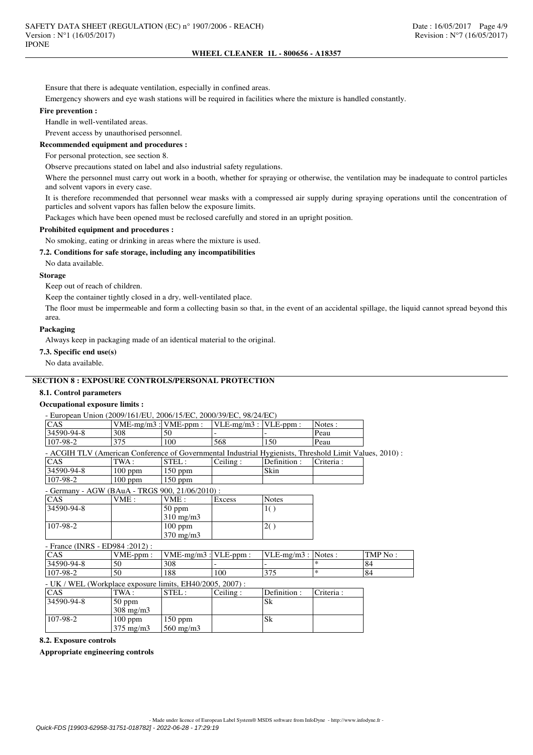Ensure that there is adequate ventilation, especially in confined areas.

Emergency showers and eye wash stations will be required in facilities where the mixture is handled constantly.

**Fire prevention :**

Handle in well-ventilated areas.

Prevent access by unauthorised personnel.

**Recommended equipment and procedures :**

For personal protection, see section 8.

Observe precautions stated on label and also industrial safety regulations.

Where the personnel must carry out work in a booth, whether for spraying or otherwise, the ventilation may be inadequate to control particles and solvent vapors in every case.

It is therefore recommended that personnel wear masks with a compressed air supply during spraying operations until the concentration of particles and solvent vapors has fallen below the exposure limits.

Packages which have been opened must be reclosed carefully and stored in an upright position.

**Prohibited equipment and procedures :**

No smoking, eating or drinking in areas where the mixture is used.

**7.2. Conditions for safe storage, including any incompatibilities**

No data available.

**Storage**

Keep out of reach of children.

Keep the container tightly closed in a dry, well-ventilated place.

The floor must be impermeable and form a collecting basin so that, in the event of an accidental spillage, the liquid cannot spread beyond this area.

**Packaging**

Always keep in packaging made of an identical material to the original.

**7.3. Specific end use(s)**

No data available.

## SECTION 8 : EXPOSURE CONTROLS/PERSONAL PROTECTION

**8.1. Control parameters**

**Occupational exposure limits :**

- European Union (2009/161/EU, 2006/15/EC, 2000/39/EC, 98/24/EC)

| CAS | VME-mg/m3 : | VME-ppm : | VLE-mg/m3 : | VLE-ppm : | Notes : |
|---|---|---|---|---|---|
| 34590-94-8 | 308 | 50 | - | - | Peau |
| 107-98-2 | 375 | 100 | 568 | 150 | Peau |

- ACGIH TLV (American Conference of Governmental Industrial Hygienists, Threshold Limit Values, 2010) :

| CAS | TWA : | STEL : | Ceiling : | Definition : | Criteria : |
|---|---|---|---|---|---|
| 34590-94-8 | 100 ppm | 150 ppm | | Skin | |
| 107-98-2 | 100 ppm | 150 ppm | | | |

- Germany - AGW (BAuA - TRGS 900, 21/06/2010) :

| CAS | VME : | VME : | Excess | Notes |
|---|---|---|---|---|
| 34590-94-8 | | 50 ppm<br>310 mg/m3 | | 1( ) |
| 107-98-2 | | 100 ppm<br>370 mg/m3 | | 2( ) |

- France (INRS - ED984 :2012) :

| CAS | VME-ppm : | VME-mg/m3 : | VLE-ppm : | VLE-mg/m3 : | Notes : | TMP No : |
|---|---|---|---|---|---|---|
| 34590-94-8 | 50 | 308 | - | - | * | 84 |
| 107-98-2 | 50 | 188 | 100 | 375 | * | 84 |

- UK / WEL (Workplace exposure limits, EH40/2005, 2007) :

| CAS | TWA : | STEL : | Ceiling : | Definition : | Criteria : |
|---|---|---|---|---|---|
| 34590-94-8 | 50 ppm<br>308 mg/m3 | | | Sk | |
| 107-98-2 | 100 ppm<br>375 mg/m3 | 150 ppm<br>560 mg/m3 | | Sk | |

**8.2. Exposure controls**

**Appropriate engineering controls**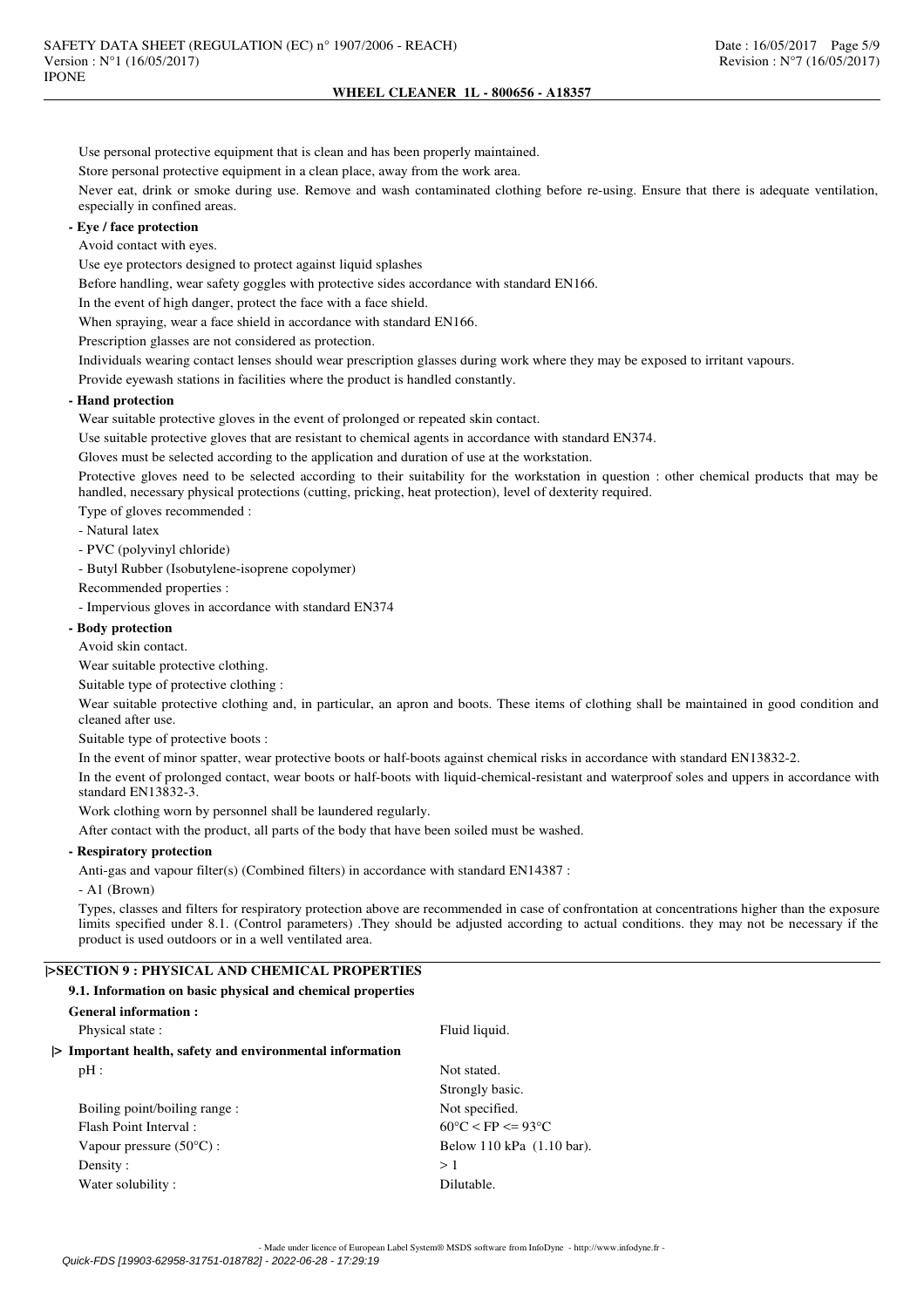Use personal protective equipment that is clean and has been properly maintained.

Store personal protective equipment in a clean place, away from the work area.

Never eat, drink or smoke during use. Remove and wash contaminated clothing before re-using. Ensure that there is adequate ventilation, especially in confined areas.

**- Eye / face protection**

Avoid contact with eyes.

Use eye protectors designed to protect against liquid splashes

Before handling, wear safety goggles with protective sides accordance with standard EN166.

In the event of high danger, protect the face with a face shield.

When spraying, wear a face shield in accordance with standard EN166.

Prescription glasses are not considered as protection.

Individuals wearing contact lenses should wear prescription glasses during work where they may be exposed to irritant vapours.

Provide eyewash stations in facilities where the product is handled constantly.

**- Hand protection**

Wear suitable protective gloves in the event of prolonged or repeated skin contact.

Use suitable protective gloves that are resistant to chemical agents in accordance with standard EN374.

Gloves must be selected according to the application and duration of use at the workstation.

Protective gloves need to be selected according to their suitability for the workstation in question : other chemical products that may be handled, necessary physical protections (cutting, pricking, heat protection), level of dexterity required.

Type of gloves recommended :

- Natural latex
- PVC (polyvinyl chloride)
- Butyl Rubber (Isobutylene-isoprene copolymer)

Recommended properties :

- Impervious gloves in accordance with standard EN374

**- Body protection**

Avoid skin contact.

Wear suitable protective clothing.

Suitable type of protective clothing :

Wear suitable protective clothing and, in particular, an apron and boots. These items of clothing shall be maintained in good condition and cleaned after use.

Suitable type of protective boots :

In the event of minor spatter, wear protective boots or half-boots against chemical risks in accordance with standard EN13832-2.

In the event of prolonged contact, wear boots or half-boots with liquid-chemical-resistant and waterproof soles and uppers in accordance with standard EN13832-3.

Work clothing worn by personnel shall be laundered regularly.

After contact with the product, all parts of the body that have been soiled must be washed.

**- Respiratory protection**

Anti-gas and vapour filter(s) (Combined filters) in accordance with standard EN14387 :

- A1 (Brown)

Types, classes and filters for respiratory protection above are recommended in case of confrontation at concentrations higher than the exposure limits specified under 8.1. (Control parameters) .They should be adjusted according to actual conditions. they may not be necessary if the product is used outdoors or in a well ventilated area.

## |>SECTION 9 : PHYSICAL AND CHEMICAL PROPERTIES

### 9.1. Information on basic physical and chemical properties

**General information :**

| | |
|---|---|
| Physical state : | Fluid liquid. |

**|> Important health, safety and environmental information**

| | |
|---|---|
| pH : | Not stated. |
| | Strongly basic. |
| Boiling point/boiling range : | Not specified. |
| Flash Point Interval : | $60°C < FP <= 93°C$ |
| Vapour pressure (50°C) : | Below 110 kPa (1.10 bar). |
| Density : | > 1 |
| Water solubility : | Dilutable. |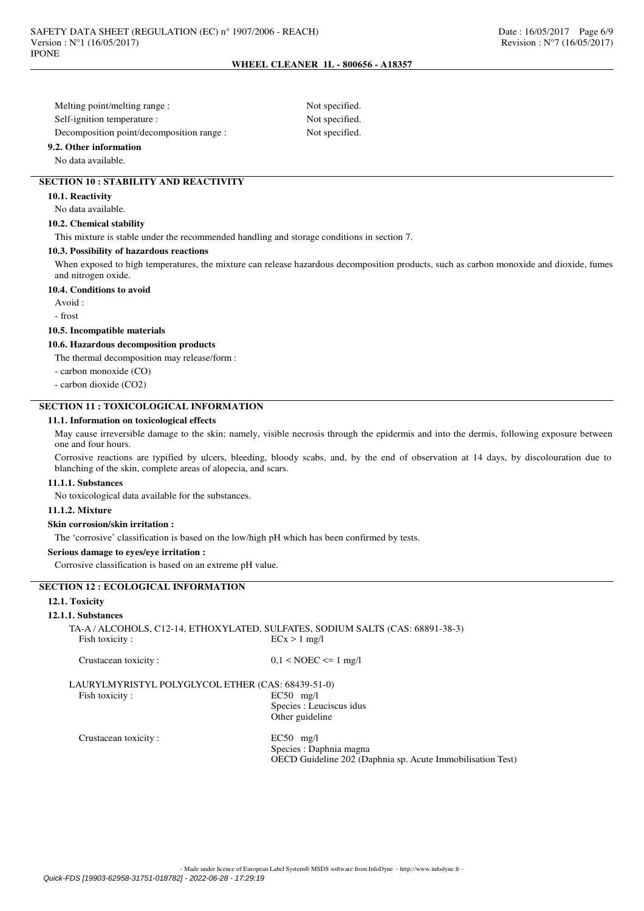Melting point/melting range : Not specified.

Self-ignition temperature : Not specified.

Decomposition point/decomposition range : Not specified.

**9.2. Other information**

No data available.

## SECTION 10 : STABILITY AND REACTIVITY

**10.1. Reactivity**

No data available.

**10.2. Chemical stability**

This mixture is stable under the recommended handling and storage conditions in section 7.

**10.3. Possibility of hazardous reactions**

When exposed to high temperatures, the mixture can release hazardous decomposition products, such as carbon monoxide and dioxide, fumes and nitrogen oxide.

**10.4. Conditions to avoid**

Avoid :

- frost

**10.5. Incompatible materials**

**10.6. Hazardous decomposition products**

The thermal decomposition may release/form :

- carbon monoxide (CO)
- carbon dioxide ($CO_2$)

## SECTION 11 : TOXICOLOGICAL INFORMATION

**11.1. Information on toxicological effects**

May cause irreversible damage to the skin; namely, visible necrosis through the epidermis and into the dermis, following exposure between one and four hours.

Corrosive reactions are typified by ulcers, bleeding, bloody scabs, and, by the end of observation at 14 days, by discolouration due to blanching of the skin, complete areas of alopecia, and scars.

**11.1.1. Substances**

No toxicological data available for the substances.

**11.1.2. Mixture**

**Skin corrosion/skin irritation :**

The 'corrosive' classification is based on the low/high pH which has been confirmed by tests.

**Serious damage to eyes/eye irritation :**

Corrosive classification is based on an extreme pH value.

## SECTION 12 : ECOLOGICAL INFORMATION

**12.1. Toxicity**

**12.1.1. Substances**

TA-A / ALCOHOLS, C12-14, ETHOXYLATED, SULFATES, SODIUM SALTS (CAS: 68891-38-3)

Fish toxicity : ECx > 1 mg/l

Crustacean toxicity : 0,1 < NOEC <= 1 mg/l

LAURYLMYRISTYL POLYGLYCOL ETHER (CAS: 68439-51-0)

Fish toxicity : EC50 mg/l
Species : Leuciscus idus
Other guideline

Crustacean toxicity : EC50 mg/l
Species : Daphnia magna
OECD Guideline 202 (Daphnia sp. Acute Immobilisation Test)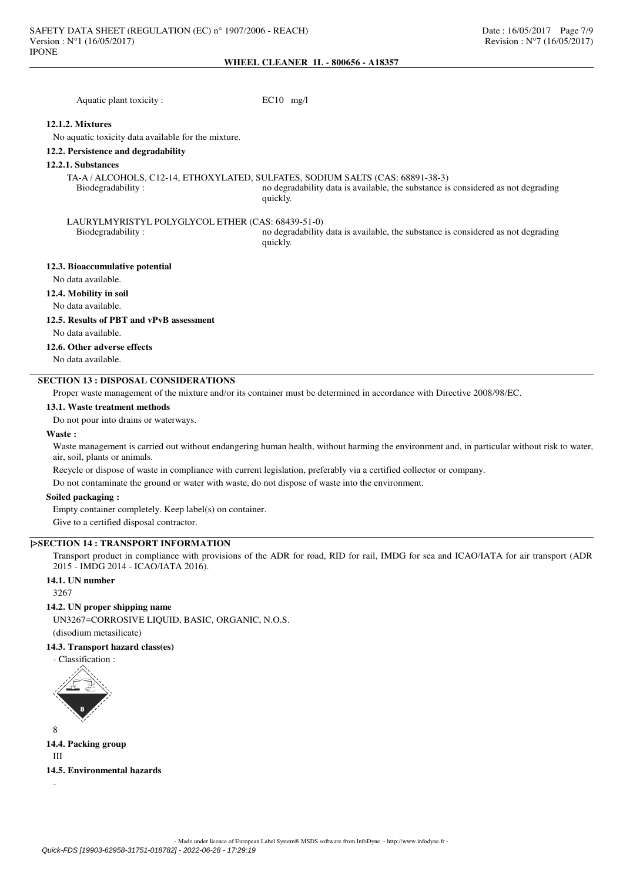Aquatic plant toxicity : EC10 mg/l

**12.1.2. Mixtures**

No aquatic toxicity data available for the mixture.

**12.2. Persistence and degradability**

**12.2.1. Substances**

TA-A / ALCOHOLS, C12-14, ETHOXYLATED, SULFATES, SODIUM SALTS (CAS: 68891-38-3)

Biodegradability : no degradability data is available, the substance is considered as not degrading quickly.

LAURYLMYRISTYL POLYGLYCOL ETHER (CAS: 68439-51-0)

Biodegradability : no degradability data is available, the substance is considered as not degrading quickly.

**12.3. Bioaccumulative potential**

No data available.

**12.4. Mobility in soil**

No data available.

**12.5. Results of PBT and vPvB assessment**

No data available.

**12.6. Other adverse effects**

No data available.

## SECTION 13 : DISPOSAL CONSIDERATIONS

Proper waste management of the mixture and/or its container must be determined in accordance with Directive 2008/98/EC.

**13.1. Waste treatment methods**

Do not pour into drains or waterways.

**Waste :**

Waste management is carried out without endangering human health, without harming the environment and, in particular without risk to water, air, soil, plants or animals.

Recycle or dispose of waste in compliance with current legislation, preferably via a certified collector or company.

Do not contaminate the ground or water with waste, do not dispose of waste into the environment.

**Soiled packaging :**

Empty container completely. Keep label(s) on container.

Give to a certified disposal contractor.

## |>SECTION 14 : TRANSPORT INFORMATION

Transport product in compliance with provisions of the ADR for road, RID for rail, IMDG for sea and ICAO/IATA for air transport (ADR 2015 - IMDG 2014 - ICAO/IATA 2016).

**14.1. UN number**

3267

**14.2. UN proper shipping name**

UN3267=CORROSIVE LIQUID, BASIC, ORGANIC, N.O.S.

(disodium metasilicate)

**14.3. Transport hazard class(es)**

- Classification :

8

**14.4. Packing group**

III

**14.5. Environmental hazards**

-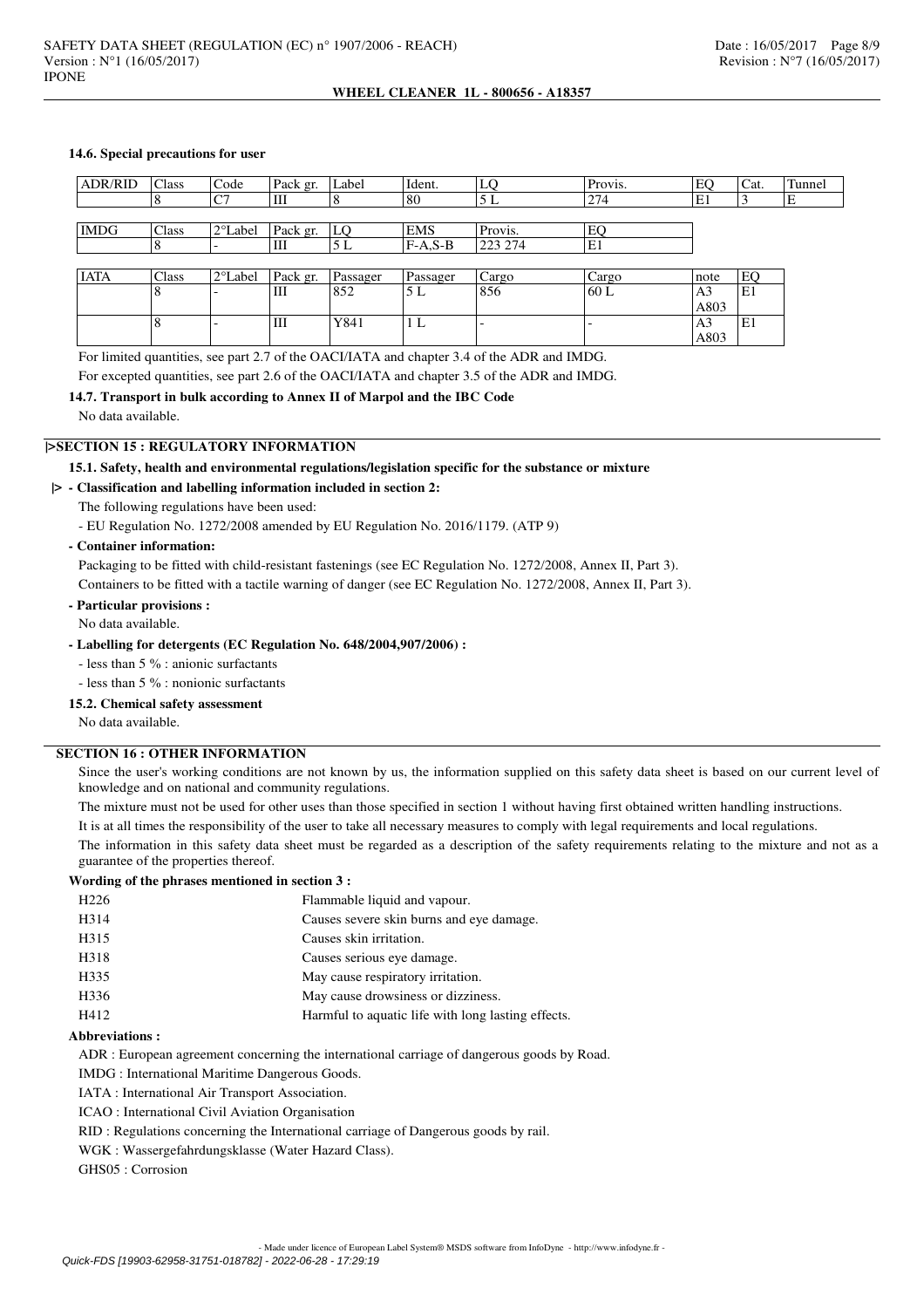#### 14.6. Special precautions for user

| ADR/RID | Class | Code | Pack gr. | Label | Ident. | LQ | Provis. | EQ | Cat. | Tunnel |
|---|---|---|---|---|---|---|---|---|---|---|
| | 8 | C7 | III | 8 | 80 | 5 L | 274 | E1 | 3 | E |

| IMDG | Class | 2°Label | Pack gr. | LQ | EMS | Provis. | EQ |
|---|---|---|---|---|---|---|---|
| | 8 | - | III | 5 L | F-A,S-B | 223 274 | E1 |

| IATA | Class | 2°Label | Pack gr. | Passager | Passager | Cargo | Cargo | note | EQ |
|---|---|---|---|---|---|---|---|---|---|
| | 8 | - | III | 852 | 5 L | 856 | 60 L | A3 A803 | E1 |
| | 8 | - | III | Y841 | 1 L | - | - | A3 A803 | E1 |

For limited quantities, see part 2.7 of the OACI/IATA and chapter 3.4 of the ADR and IMDG.

For excepted quantities, see part 2.6 of the OACI/IATA and chapter 3.5 of the ADR and IMDG.

#### 14.7. Transport in bulk according to Annex II of Marpol and the IBC Code

No data available.

## |>SECTION 15 : REGULATORY INFORMATION

#### 15.1. Safety, health and environmental regulations/legislation specific for the substance or mixture

**|> - Classification and labelling information included in section 2:**

The following regulations have been used:

- EU Regulation No. 1272/2008 amended by EU Regulation No. 2016/1179. (ATP 9)

**- Container information:**

Packaging to be fitted with child-resistant fastenings (see EC Regulation No. 1272/2008, Annex II, Part 3).

Containers to be fitted with a tactile warning of danger (see EC Regulation No. 1272/2008, Annex II, Part 3).

**- Particular provisions :**

No data available.

**- Labelling for detergents (EC Regulation No. 648/2004,907/2006) :**

- less than 5 % : anionic surfactants
- less than 5 % : nonionic surfactants

#### 15.2. Chemical safety assessment

No data available.

## SECTION 16 : OTHER INFORMATION

Since the user's working conditions are not known by us, the information supplied on this safety data sheet is based on our current level of knowledge and on national and community regulations.

The mixture must not be used for other uses than those specified in section 1 without having first obtained written handling instructions.

It is at all times the responsibility of the user to take all necessary measures to comply with legal requirements and local regulations.

The information in this safety data sheet must be regarded as a description of the safety requirements relating to the mixture and not as a guarantee of the properties thereof.

**Wording of the phrases mentioned in section 3 :**

| | |
|---|---|
| H226 | Flammable liquid and vapour. |
| H314 | Causes severe skin burns and eye damage. |
| H315 | Causes skin irritation. |
| H318 | Causes serious eye damage. |
| H335 | May cause respiratory irritation. |
| H336 | May cause drowsiness or dizziness. |
| H412 | Harmful to aquatic life with long lasting effects. |

**Abbreviations :**

ADR : European agreement concerning the international carriage of dangerous goods by Road.

IMDG : International Maritime Dangerous Goods.

IATA : International Air Transport Association.

ICAO : International Civil Aviation Organisation

RID : Regulations concerning the International carriage of Dangerous goods by rail.

WGK : Wassergefahrdungsklasse (Water Hazard Class).

GHS05 : Corrosion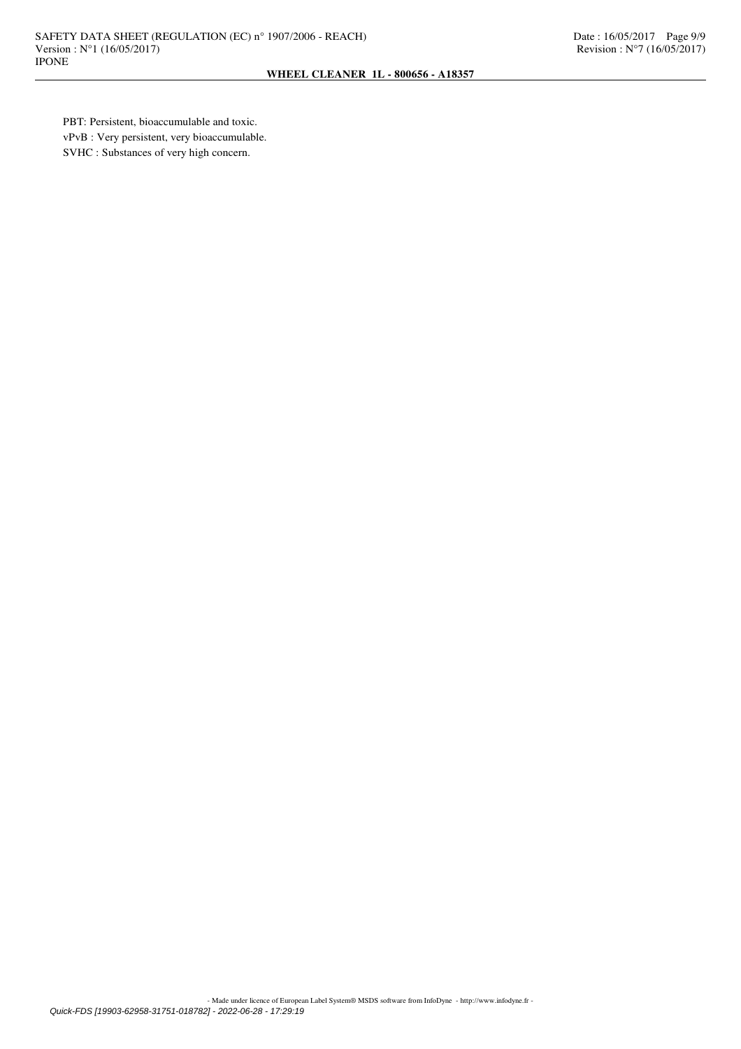PBT: Persistent, bioaccumulable and toxic.

vPvB : Very persistent, very bioaccumulable.

SVHC : Substances of very high concern.